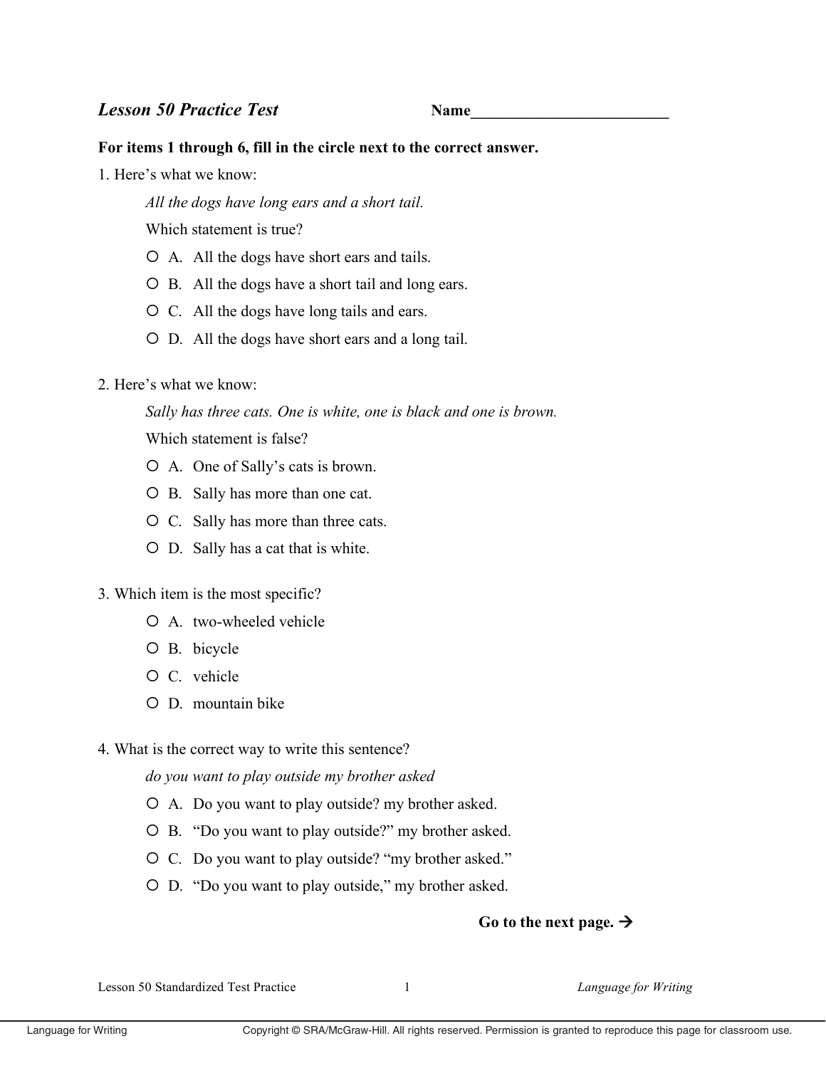## *Lesson 50 Practice Test* **Name_________________________**

**For items 1 through 6, fill in the circle next to the correct answer.**

1. Here's what we know:

   *All the dogs have long ears and a short tail.*

   Which statement is true?

   - ○ A. All the dogs have short ears and tails.
   - ○ B. All the dogs have a short tail and long ears.
   - ○ C. All the dogs have long tails and ears.
   - ○ D. All the dogs have short ears and a long tail.

2. Here's what we know:

   *Sally has three cats. One is white, one is black and one is brown.*

   Which statement is false?

   - ○ A. One of Sally's cats is brown.
   - ○ B. Sally has more than one cat.
   - ○ C. Sally has more than three cats.
   - ○ D. Sally has a cat that is white.

3. Which item is the most specific?

   - ○ A. two-wheeled vehicle
   - ○ B. bicycle
   - ○ C. vehicle
   - ○ D. mountain bike

4. What is the correct way to write this sentence?

   *do you want to play outside my brother asked*

   - ○ A. Do you want to play outside? my brother asked.
   - ○ B. "Do you want to play outside?" my brother asked.
   - ○ C. Do you want to play outside? "my brother asked."
   - ○ D. "Do you want to play outside," my brother asked.

**Go to the next page. →**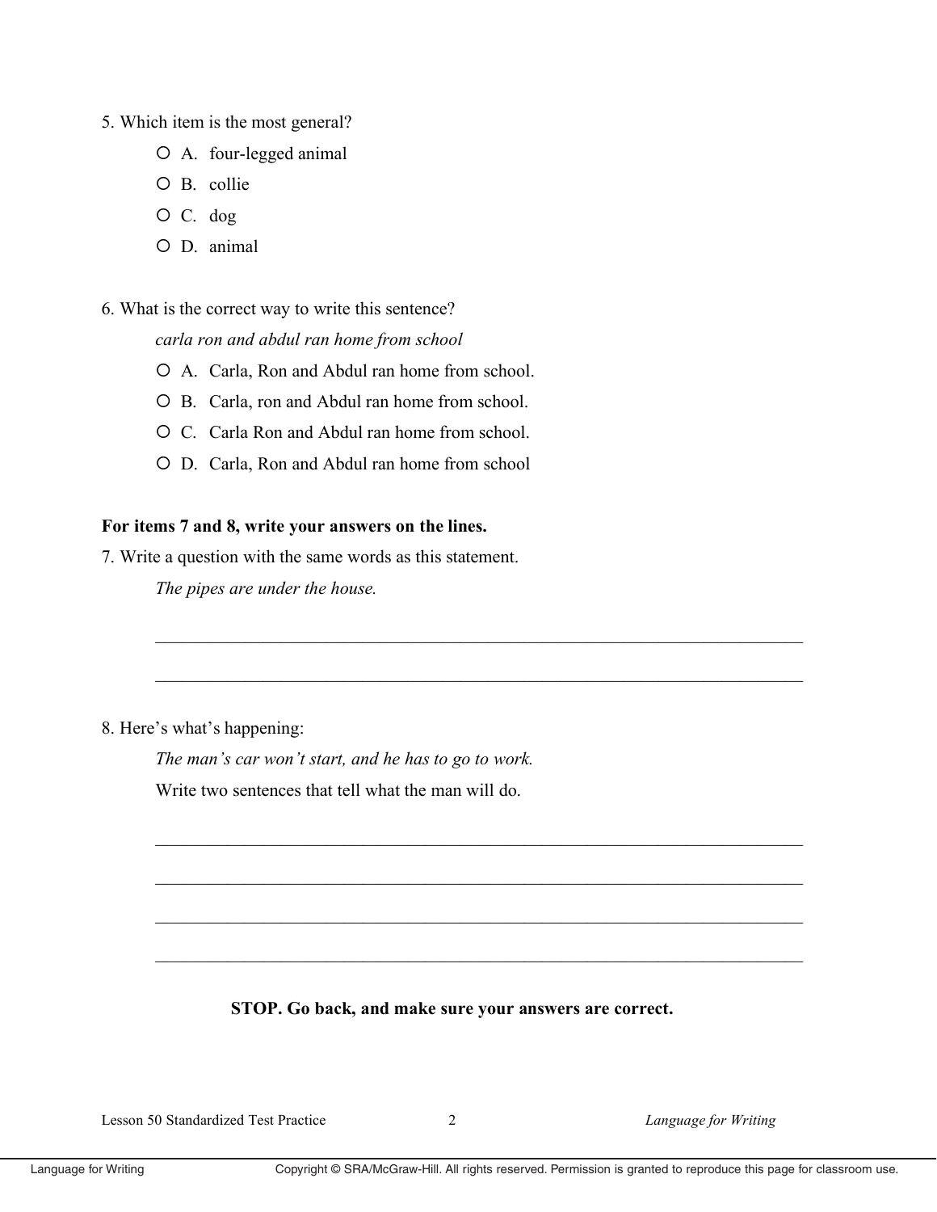5. Which item is the most general?

- ○ A. four-legged animal
- ○ B. collie
- ○ C. dog
- ○ D. animal

6. What is the correct way to write this sentence?

*carla ron and abdul ran home from school*

- ○ A. Carla, Ron and Abdul ran home from school.
- ○ B. Carla, ron and Abdul ran home from school.
- ○ C. Carla Ron and Abdul ran home from school.
- ○ D. Carla, Ron and Abdul ran home from school

**For items 7 and 8, write your answers on the lines.**

7. Write a question with the same words as this statement.

*The pipes are under the house.*

______________________________________________________________________

______________________________________________________________________

8. Here's what's happening:

*The man's car won't start, and he has to go to work.*

Write two sentences that tell what the man will do.

______________________________________________________________________

______________________________________________________________________

______________________________________________________________________

______________________________________________________________________

**STOP. Go back, and make sure your answers are correct.**